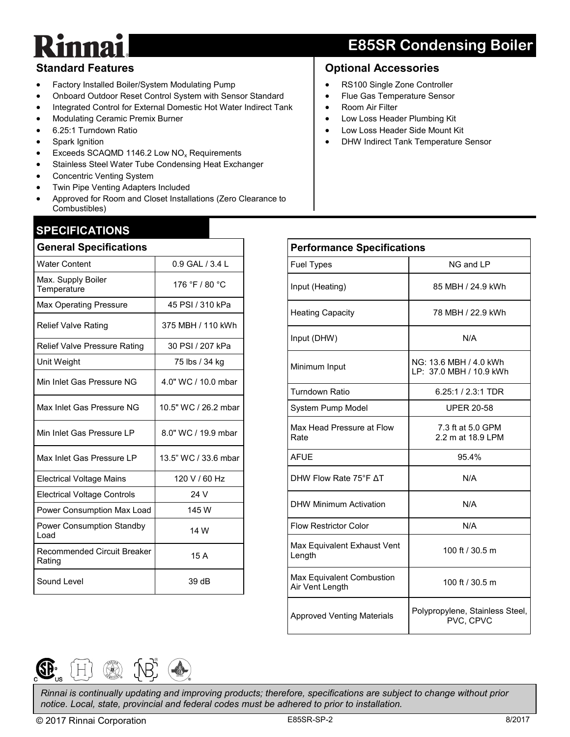# E85SR Condensing Boiler

## Standard Features

- Factory Installed Boiler/System Modulating Pump
- Onboard Outdoor Reset Control System with Sensor Standard
- Integrated Control for External Domestic Hot Water Indirect Tank
- Modulating Ceramic Premix Burner
- 6.25:1 Turndown Ratio
- Spark Ignition
- Exceeds SCAQMD 1146.2 Low $NO_x$ Requirements
- Stainless Steel Water Tube Condensing Heat Exchanger
- Concentric Venting System
- Twin Pipe Venting Adapters Included
- Approved for Room and Closet Installations (Zero Clearance to Combustibles)

## Optional Accessories

- RS100 Single Zone Controller
- Flue Gas Temperature Sensor
- Room Air Filter
- Low Loss Header Plumbing Kit
- Low Loss Header Side Mount Kit
- DHW Indirect Tank Temperature Sensor

## SPECIFICATIONS

| General Specifications | |
|---|---|
| Water Content | 0.9 GAL / 3.4 L |
| Max. Supply Boiler Temperature | 176 °F / 80 °C |
| Max Operating Pressure | 45 PSI / 310 kPa |
| Relief Valve Rating | 375 MBH / 110 kWh |
| Relief Valve Pressure Rating | 30 PSI / 207 kPa |
| Unit Weight | 75 lbs / 34 kg |
| Min Inlet Gas Pressure NG | 4.0" WC / 10.0 mbar |
| Max Inlet Gas Pressure NG | 10.5" WC / 26.2 mbar |
| Min Inlet Gas Pressure LP | 8.0" WC / 19.9 mbar |
| Max Inlet Gas Pressure LP | 13.5" WC / 33.6 mbar |
| Electrical Voltage Mains | 120 V / 60 Hz |
| Electrical Voltage Controls | 24 V |
| Power Consumption Max Load | 145 W |
| Power Consumption Standby Load | 14 W |
| Recommended Circuit Breaker Rating | 15 A |
| Sound Level | 39 dB |

| Performance Specifications | |
|---|---|
| Fuel Types | NG and LP |
| Input (Heating) | 85 MBH / 24.9 kWh |
| Heating Capacity | 78 MBH / 22.9 kWh |
| Input (DHW) | N/A |
| Minimum Input | NG: 13.6 MBH / 4.0 kWh<br>LP: 37.0 MBH / 10.9 kWh |
| Turndown Ratio | 6.25:1 / 2.3:1 TDR |
| System Pump Model | UPER 20-58 |
| Max Head Pressure at Flow Rate | 7.3 ft at 5.0 GPM<br>2.2 m at 18.9 LPM |
| AFUE | 95.4% |
| DHW Flow Rate 75°F ΔT | N/A |
| DHW Minimum Activation | N/A |
| Flow Restrictor Color | N/A |
| Max Equivalent Exhaust Vent Length | 100 ft / 30.5 m |
| Max Equivalent Combustion Air Vent Length | 100 ft / 30.5 m |
| Approved Venting Materials | Polypropylene, Stainless Steel, PVC, CPVC |

*Rinnai is continually updating and improving products; therefore, specifications are subject to change without prior notice. Local, state, provincial and federal codes must be adhered to prior to installation.*

© 2017 Rinnai Corporation | E85SR-SP-2 | 8/2017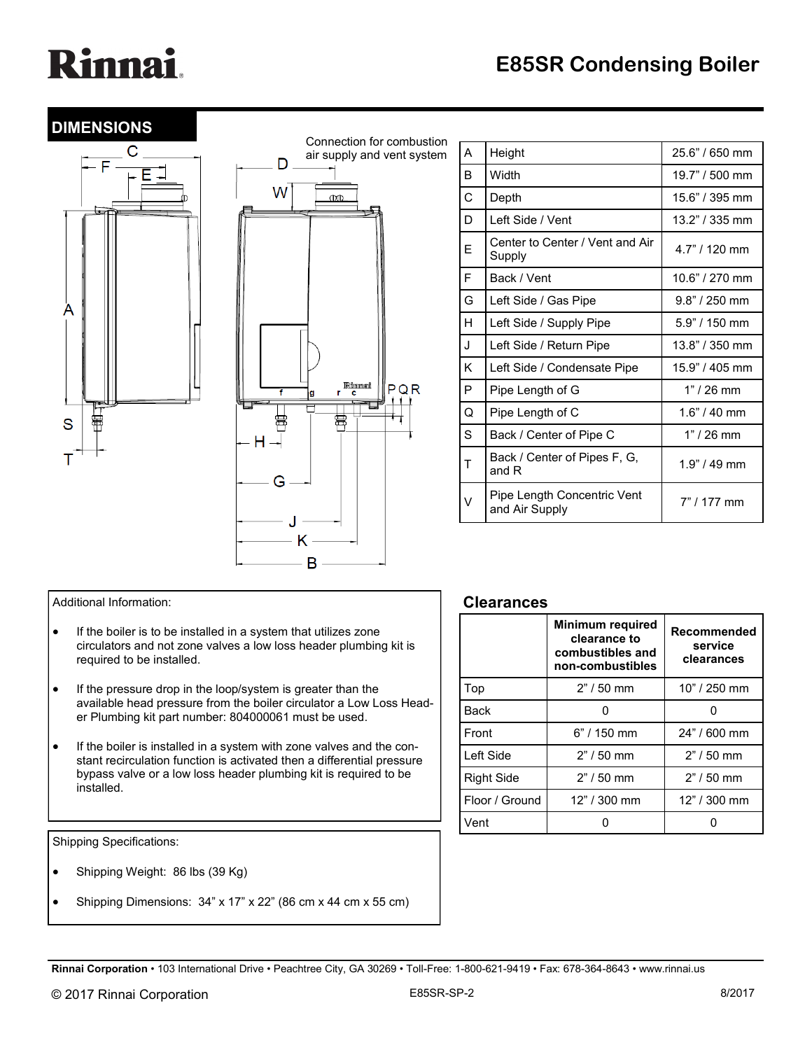# E85SR Condensing Boiler

## DIMENSIONS

Connection for combustion air supply and vent system

C
F
E
D
W
A
S
T
H
G
J
K
B
P Q R

| | | |
|---|---|---|
| A | Height | 25.6" / 650 mm |
| B | Width | 19.7" / 500 mm |
| C | Depth | 15.6" / 395 mm |
| D | Left Side / Vent | 13.2" / 335 mm |
| E | Center to Center / Vent and Air Supply | 4.7" / 120 mm |
| F | Back / Vent | 10.6" / 270 mm |
| G | Left Side / Gas Pipe | 9.8" / 250 mm |
| H | Left Side / Supply Pipe | 5.9" / 150 mm |
| J | Left Side / Return Pipe | 13.8" / 350 mm |
| K | Left Side / Condensate Pipe | 15.9" / 405 mm |
| P | Pipe Length of G | 1" / 26 mm |
| Q | Pipe Length of C | 1.6" / 40 mm |
| S | Back / Center of Pipe C | 1" / 26 mm |
| T | Back / Center of Pipes F, G, and R | 1.9" / 49 mm |
| V | Pipe Length Concentric Vent and Air Supply | 7" / 177 mm |

Additional Information:

- If the boiler is to be installed in a system that utilizes zone circulators and not zone valves a low loss header plumbing kit is required to be installed.
- If the pressure drop in the loop/system is greater than the available head pressure from the boiler circulator a Low Loss Header Plumbing kit part number: 804000061 must be used.
- If the boiler is installed in a system with zone valves and the constant recirculation function is activated then a differential pressure bypass valve or a low loss header plumbing kit is required to be installed.

Shipping Specifications:

- Shipping Weight: 86 lbs (39 Kg)
- Shipping Dimensions: 34" x 17" x 22" (86 cm x 44 cm x 55 cm)

### Clearances

| | Minimum required clearance to combustibles and non-combustibles | Recommended service clearances |
|---|---|---|
| Top | 2" / 50 mm | 10" / 250 mm |
| Back | 0 | 0 |
| Front | 6" / 150 mm | 24" / 600 mm |
| Left Side | 2" / 50 mm | 2" / 50 mm |
| Right Side | 2" / 50 mm | 2" / 50 mm |
| Floor / Ground | 12" / 300 mm | 12" / 300 mm |
| Vent | 0 | 0 |

**Rinnai Corporation** • 103 International Drive • Peachtree City, GA 30269 • Toll-Free: 1-800-621-9419 • Fax: 678-364-8643 • www.rinnai.us

© 2017 Rinnai Corporation E85SR-SP-2 8/2017